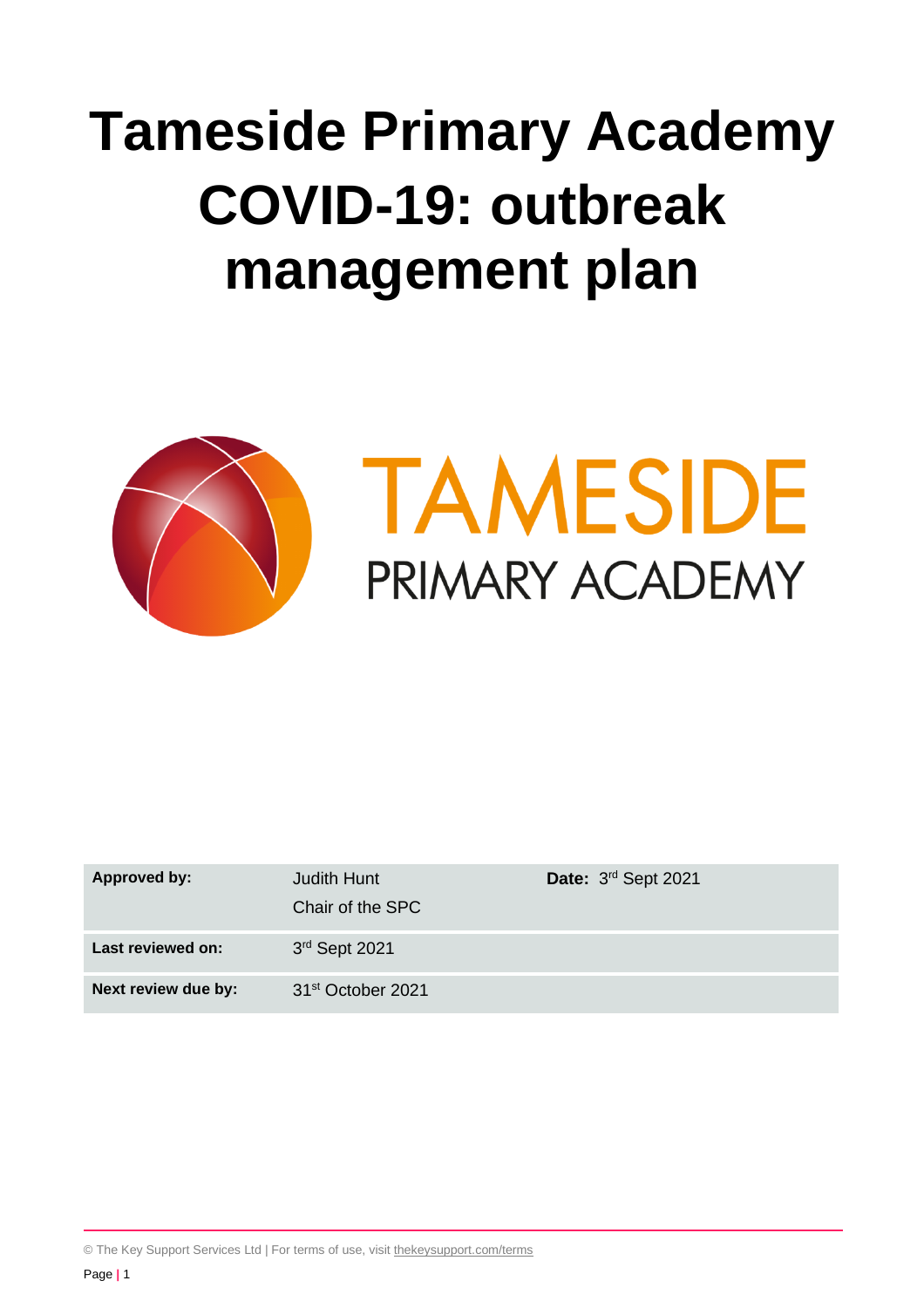# Tameside Primary Academy COVID-19: outbreak management plan

TAMESIDE PRIMARY ACADEMY

| | | |
|---|---|---|
| **Approved by:** | Judith Hunt<br>Chair of the SPC | **Date:** 3rd Sept 2021 |
| **Last reviewed on:** | 3rd Sept 2021 | |
| **Next review due by:** | 31st October 2021 | |

© The Key Support Services Ltd | For terms of use, visit thekeysupport.com/terms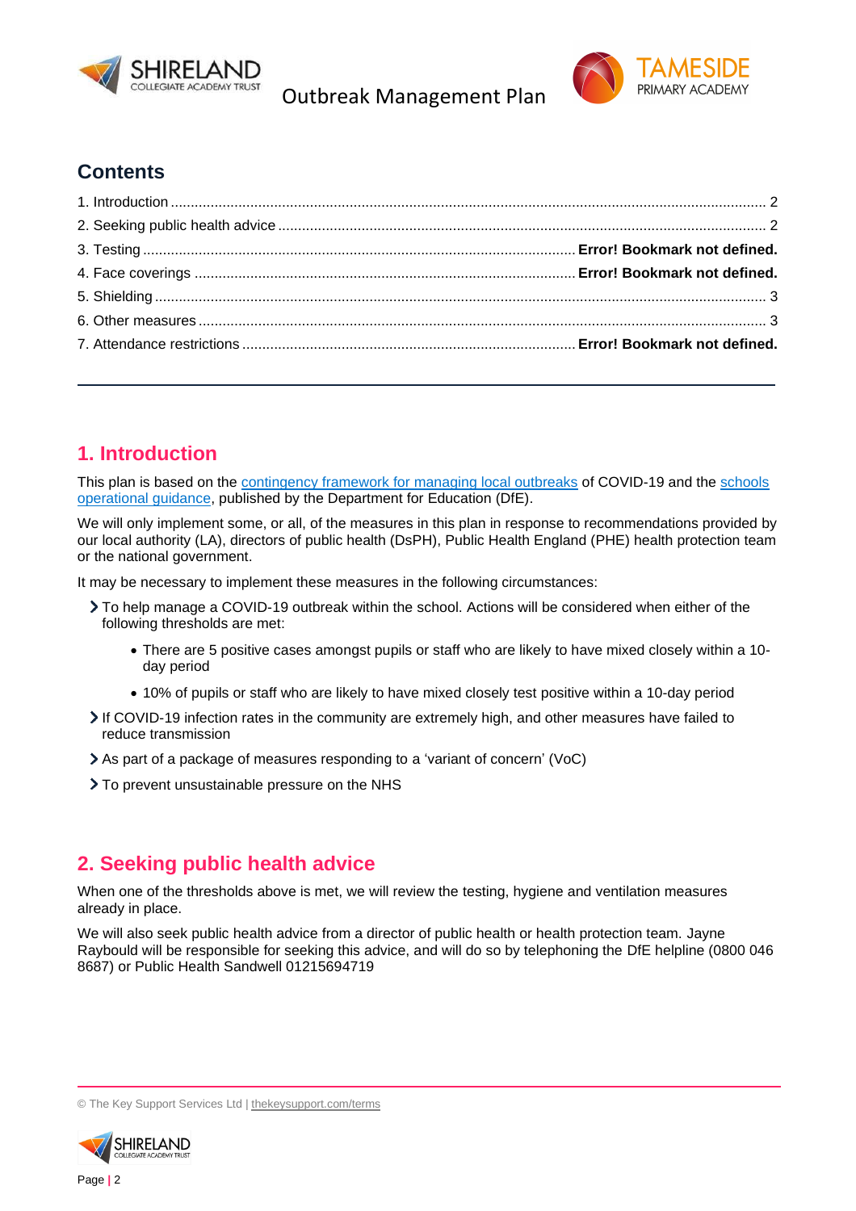## Contents

1. Introduction ........ 2
2. Seeking public health advice ........ 2
3. Testing ........ **Error! Bookmark not defined.**
4. Face coverings ........ **Error! Bookmark not defined.**
5. Shielding ........ 3
6. Other measures ........ 3
7. Attendance restrictions ........ **Error! Bookmark not defined.**

---

## 1. Introduction

This plan is based on the [contingency framework for managing local outbreaks]() of COVID-19 and the [schools operational guidance](), published by the Department for Education (DfE).

We will only implement some, or all, of the measures in this plan in response to recommendations provided by our local authority (LA), directors of public health (DsPH), Public Health England (PHE) health protection team or the national government.

It may be necessary to implement these measures in the following circumstances:

- To help manage a COVID-19 outbreak within the school. Actions will be considered when either of the following thresholds are met:
  - There are 5 positive cases amongst pupils or staff who are likely to have mixed closely within a 10-day period
  - 10% of pupils or staff who are likely to have mixed closely test positive within a 10-day period
- If COVID-19 infection rates in the community are extremely high, and other measures have failed to reduce transmission
- As part of a package of measures responding to a 'variant of concern' (VoC)
- To prevent unsustainable pressure on the NHS

## 2. Seeking public health advice

When one of the thresholds above is met, we will review the testing, hygiene and ventilation measures already in place.

We will also seek public health advice from a director of public health or health protection team. Jayne Raybould will be responsible for seeking this advice, and will do so by telephoning the DfE helpline (0800 046 8687) or Public Health Sandwell 01215694719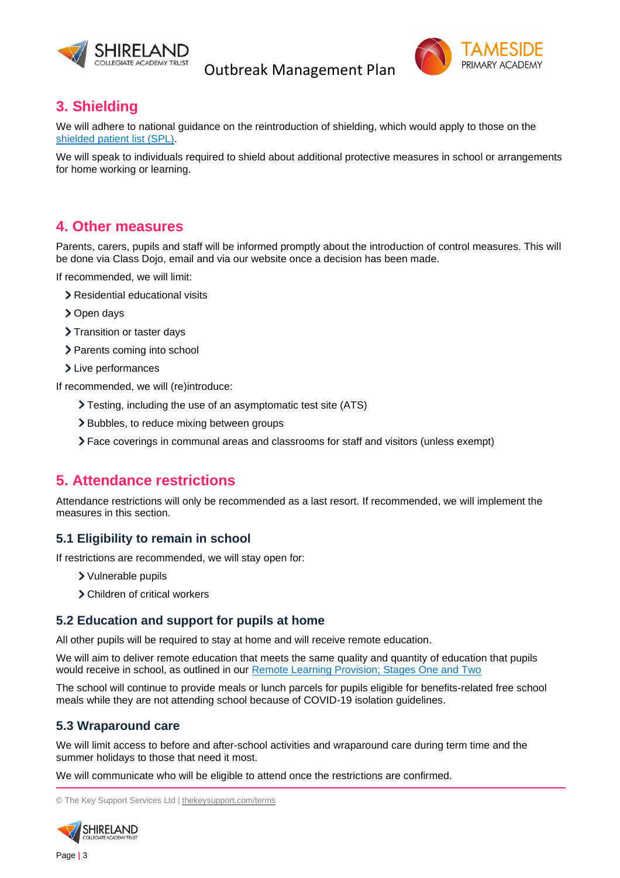## 3. Shielding

We will adhere to national guidance on the reintroduction of shielding, which would apply to those on the [shielded patient list (SPL)](https://digital.nhs.uk/coronavirus/shielded-patient-list).

We will speak to individuals required to shield about additional protective measures in school or arrangements for home working or learning.

## 4. Other measures

Parents, carers, pupils and staff will be informed promptly about the introduction of control measures. This will be done via Class Dojo, email and via our website once a decision has been made.

If recommended, we will limit:

- Residential educational visits
- Open days
- Transition or taster days
- Parents coming into school
- Live performances

If recommended, we will (re)introduce:

- Testing, including the use of an asymptomatic test site (ATS)
- Bubbles, to reduce mixing between groups
- Face coverings in communal areas and classrooms for staff and visitors (unless exempt)

## 5. Attendance restrictions

Attendance restrictions will only be recommended as a last resort. If recommended, we will implement the measures in this section.

### 5.1 Eligibility to remain in school

If restrictions are recommended, we will stay open for:

- Vulnerable pupils
- Children of critical workers

### 5.2 Education and support for pupils at home

All other pupils will be required to stay at home and will receive remote education.

We will aim to deliver remote education that meets the same quality and quantity of education that pupils would receive in school, as outlined in our Remote Learning Provision; Stages One and Two

The school will continue to provide meals or lunch parcels for pupils eligible for benefits-related free school meals while they are not attending school because of COVID-19 isolation guidelines.

### 5.3 Wraparound care

We will limit access to before and after-school activities and wraparound care during term time and the summer holidays to those that need it most.

We will communicate who will be eligible to attend once the restrictions are confirmed.

© The Key Support Services Ltd | thekeysupport.com/terms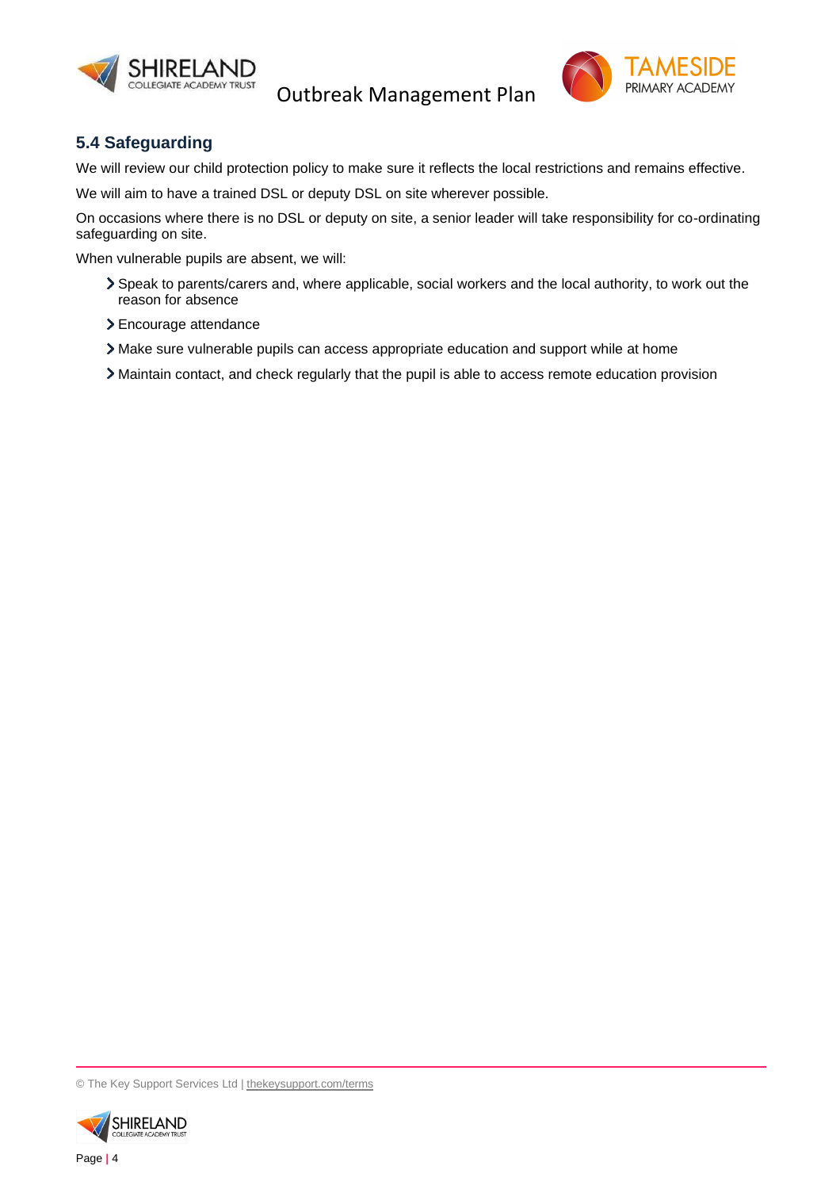## 5.4 Safeguarding

We will review our child protection policy to make sure it reflects the local restrictions and remains effective.

We will aim to have a trained DSL or deputy DSL on site wherever possible.

On occasions where there is no DSL or deputy on site, a senior leader will take responsibility for co-ordinating safeguarding on site.

When vulnerable pupils are absent, we will:

- Speak to parents/carers and, where applicable, social workers and the local authority, to work out the reason for absence
- Encourage attendance
- Make sure vulnerable pupils can access appropriate education and support while at home
- Maintain contact, and check regularly that the pupil is able to access remote education provision